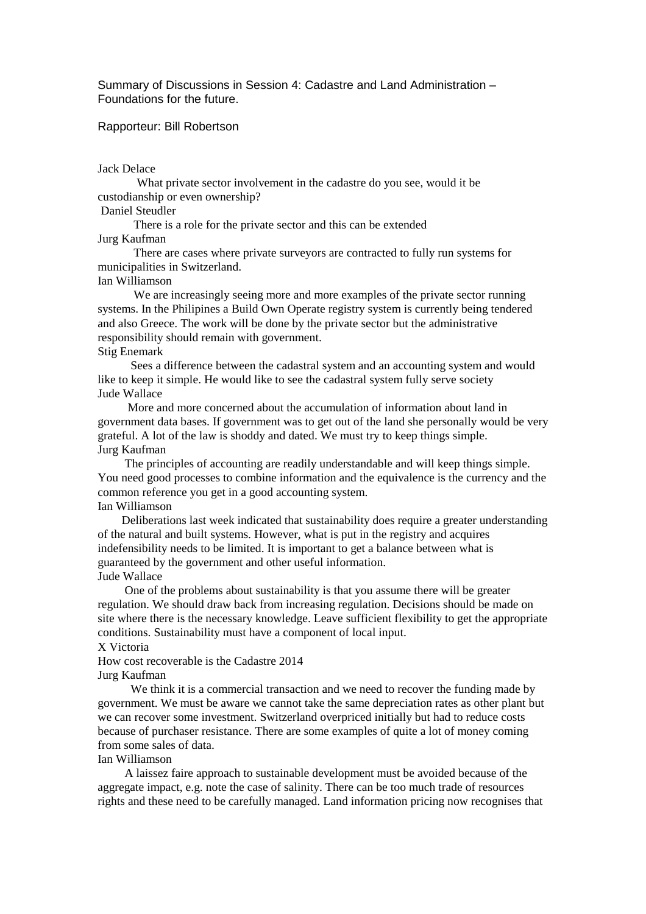Summary of Discussions in Session 4: Cadastre and Land Administration – Foundations for the future.

Rapporteur: Bill Robertson

Jack Delace

What private sector involvement in the cadastre do you see, would it be custodianship or even ownership?

Daniel Steudler

There is a role for the private sector and this can be extended

Jurg Kaufman

There are cases where private surveyors are contracted to fully run systems for municipalities in Switzerland.

Ian Williamson

We are increasingly seeing more and more examples of the private sector running systems. In the Philipines a Build Own Operate registry system is currently being tendered and also Greece. The work will be done by the private sector but the administrative responsibility should remain with government.

Stig Enemark

Sees a difference between the cadastral system and an accounting system and would like to keep it simple. He would like to see the cadastral system fully serve society

Jude Wallace

More and more concerned about the accumulation of information about land in government data bases. If government was to get out of the land she personally would be very grateful. A lot of the law is shoddy and dated. We must try to keep things simple.

Jurg Kaufman

The principles of accounting are readily understandable and will keep things simple. You need good processes to combine information and the equivalence is the currency and the common reference you get in a good accounting system.

Ian Williamson

Deliberations last week indicated that sustainability does require a greater understanding of the natural and built systems. However, what is put in the registry and acquires indefensibility needs to be limited. It is important to get a balance between what is guaranteed by the government and other useful information.

Jude Wallace

One of the problems about sustainability is that you assume there will be greater regulation. We should draw back from increasing regulation. Decisions should be made on site where there is the necessary knowledge. Leave sufficient flexibility to get the appropriate conditions. Sustainability must have a component of local input.

X Victoria

How cost recoverable is the Cadastre 2014

Jurg Kaufman

We think it is a commercial transaction and we need to recover the funding made by government. We must be aware we cannot take the same depreciation rates as other plant but we can recover some investment. Switzerland overpriced initially but had to reduce costs because of purchaser resistance. There are some examples of quite a lot of money coming from some sales of data.

Ian Williamson

A laissez faire approach to sustainable development must be avoided because of the aggregate impact, e.g. note the case of salinity. There can be too much trade of resources rights and these need to be carefully managed. Land information pricing now recognises that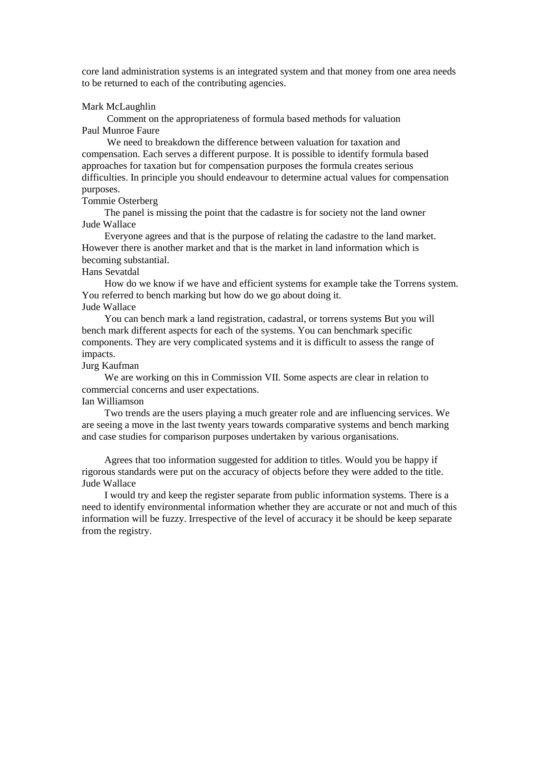core land administration systems is an integrated system and that money from one area needs to be returned to each of the contributing agencies.

Mark McLaughlin

Comment on the appropriateness of formula based methods for valuation

Paul Munroe Faure

We need to breakdown the difference between valuation for taxation and compensation. Each serves a different purpose. It is possible to identify formula based approaches for taxation but for compensation purposes the formula creates serious difficulties. In principle you should endeavour to determine actual values for compensation purposes.

Tommie Osterberg

The panel is missing the point that the cadastre is for society not the land owner

Jude Wallace

Everyone agrees and that is the purpose of relating the cadastre to the land market. However there is another market and that is the market in land information which is becoming substantial.

Hans Sevatdal

How do we know if we have and efficient systems for example take the Torrens system. You referred to bench marking but how do we go about doing it.

Jude Wallace

You can bench mark a land registration, cadastral, or torrens systems But you will bench mark different aspects for each of the systems. You can benchmark specific components. They are very complicated systems and it is difficult to assess the range of impacts.

Jurg Kaufman

We are working on this in Commission VII. Some aspects are clear in relation to commercial concerns and user expectations.

Ian Williamson

Two trends are the users playing a much greater role and are influencing services. We are seeing a move in the last twenty years towards comparative systems and bench marking and case studies for comparison purposes undertaken by various organisations.

Agrees that too information suggested for addition to titles. Would you be happy if rigorous standards were put on the accuracy of objects before they were added to the title.

Jude Wallace

I would try and keep the register separate from public information systems. There is a need to identify environmental information whether they are accurate or not and much of this information will be fuzzy. Irrespective of the level of accuracy it be should be keep separate from the registry.